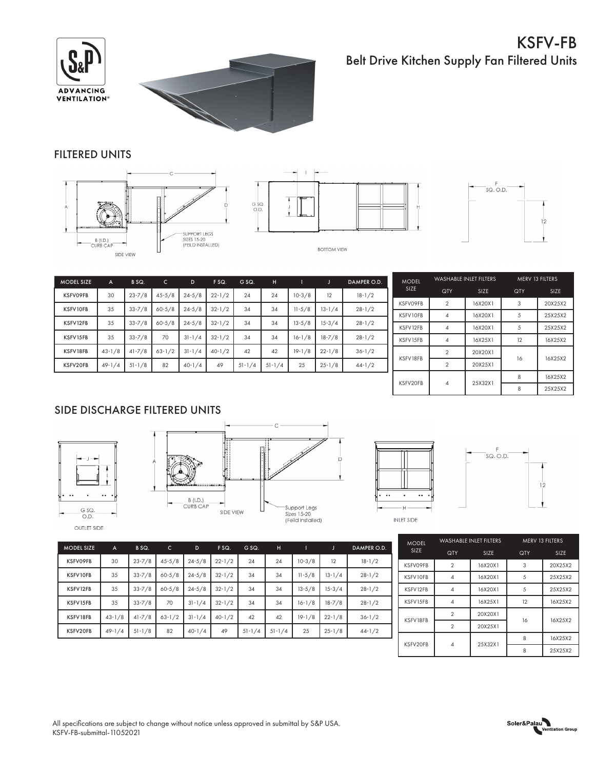# KSFV-FB

## Belt Drive Kitchen Supply Fan Filtered Units

## FILTERED UNITS

| MODEL SIZE | A | B SQ. | C | D | F SQ. | G SQ. | H | I | J | DAMPER O.D. |
|---|---|---|---|---|---|---|---|---|---|---|
| KSFV09FB | 30 | 23-7/8 | 45-5/8 | 24-5/8 | 22-1/2 | 24 | 24 | 10-3/8 | 12 | 18-1/2 |
| KSFV10FB | 35 | 33-7/8 | 60-5/8 | 24-5/8 | 32-1/2 | 34 | 34 | 11-5/8 | 13-1/4 | 28-1/2 |
| KSFV12FB | 35 | 33-7/8 | 60-5/8 | 24-5/8 | 32-1/2 | 34 | 34 | 13-5/8 | 15-3/4 | 28-1/2 |
| KSFV15FB | 35 | 33-7/8 | 70 | 31-1/4 | 32-1/2 | 34 | 34 | 16-1/8 | 18-7/8 | 28-1/2 |
| KSFV18FB | 43-1/8 | 41-7/8 | 63-1/2 | 31-1/4 | 40-1/2 | 42 | 42 | 19-1/8 | 22-1/8 | 36-1/2 |
| KSFV20FB | 49-1/4 | 51-1/8 | 82 | 40-1/4 | 49 | 51-1/4 | 51-1/4 | 25 | 25-1/8 | 44-1/2 |

| MODEL SIZE | WASHABLE INLET FILTERS | | MERV 13 FILTERS | |
|---|---|---|---|---|
| | QTY | SIZE | QTY | SIZE |
| KSFV09FB | 2 | 16X20X1 | 3 | 20X25X2 |
| KSFV10FB | 4 | 16X20X1 | 5 | 25X25X2 |
| KSFV12FB | 4 | 16X20X1 | 5 | 25X25X2 |
| KSFV15FB | 4 | 16X25X1 | 12 | 16X25X2 |
| KSFV18FB | 2 | 20X20X1 | 16 | 16X25X2 |
| | 2 | 20X25X1 | | |
| KSFV20FB | 4 | 25X32X1 | 8 | 16X25X2 |
| | | | 8 | 25X25X2 |

## SIDE DISCHARGE FILTERED UNITS

| MODEL SIZE | A | B SQ. | C | D | F SQ. | G SQ. | H | I | J | DAMPER O.D. |
|---|---|---|---|---|---|---|---|---|---|---|
| KSFV09FB | 30 | 23-7/8 | 45-5/8 | 24-5/8 | 22-1/2 | 24 | 24 | 10-3/8 | 12 | 18-1/2 |
| KSFV10FB | 35 | 33-7/8 | 60-5/8 | 24-5/8 | 32-1/2 | 34 | 34 | 11-5/8 | 13-1/4 | 28-1/2 |
| KSFV12FB | 35 | 33-7/8 | 60-5/8 | 24-5/8 | 32-1/2 | 34 | 34 | 13-5/8 | 15-3/4 | 28-1/2 |
| KSFV15FB | 35 | 33-7/8 | 70 | 31-1/4 | 32-1/2 | 34 | 34 | 16-1/8 | 18-7/8 | 28-1/2 |
| KSFV18FB | 43-1/8 | 41-7/8 | 63-1/2 | 31-1/4 | 40-1/2 | 42 | 42 | 19-1/8 | 22-1/8 | 36-1/2 |
| KSFV20FB | 49-1/4 | 51-1/8 | 82 | 40-1/4 | 49 | 51-1/4 | 51-1/4 | 25 | 25-1/8 | 44-1/2 |

| MODEL SIZE | WASHABLE INLET FILTERS | | MERV 13 FILTERS | |
|---|---|---|---|---|
| | QTY | SIZE | QTY | SIZE |
| KSFV09FB | 2 | 16X20X1 | 3 | 20X25X2 |
| KSFV10FB | 4 | 16X20X1 | 5 | 25X25X2 |
| KSFV12FB | 4 | 16X20X1 | 5 | 25X25X2 |
| KSFV15FB | 4 | 16X25X1 | 12 | 16X25X2 |
| KSFV18FB | 2 | 20X20X1 | 16 | 16X25X2 |
| | 2 | 20X25X1 | | |
| KSFV20FB | 4 | 25X32X1 | 8 | 16X25X2 |
| | | | 8 | 25X25X2 |

All specifications are subject to change without notice unless approved in submittal by S&P USA.
KSFV-FB-submittal-11052021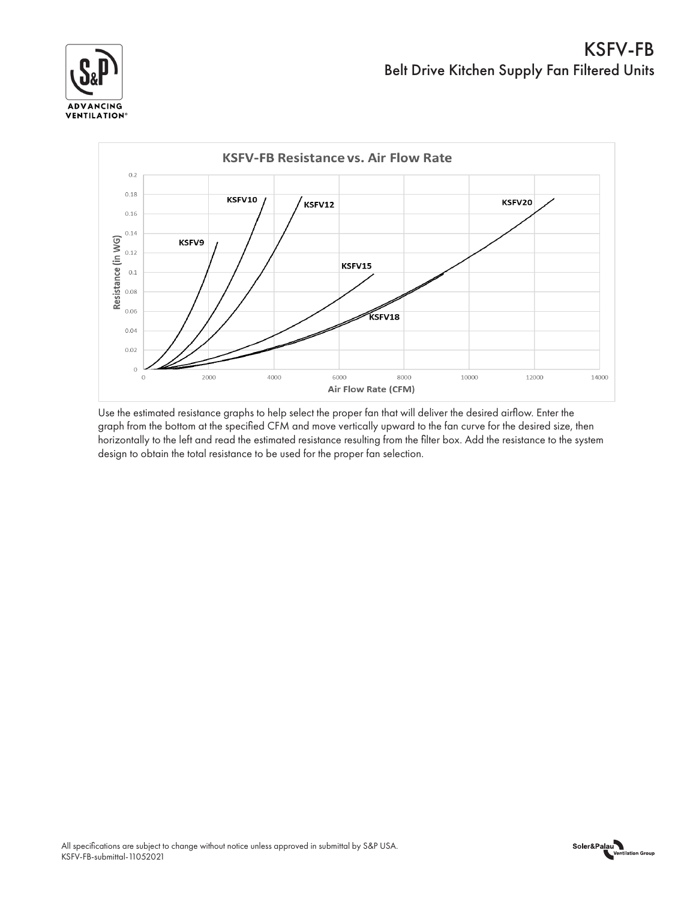# KSFV-FB

## Belt Drive Kitchen Supply Fan Filtered Units

KSFV-FB Resistance vs. Air Flow Rate

Resistance (in WG)

0.2
0.18
0.16
0.14
0.12
0.1
0.08
0.06
0.04
0.02
0

Air Flow Rate (CFM)

0
2000
4000
6000
8000
10000
12000
14000

KSFV9
KSFV10
KSFV12
KSFV15
KSFV18
KSFV20

Use the estimated resistance graphs to help select the proper fan that will deliver the desired airflow. Enter the graph from the bottom at the specified CFM and move vertically upward to the fan curve for the desired size, then horizontally to the left and read the estimated resistance resulting from the filter box. Add the resistance to the system design to obtain the total resistance to be used for the proper fan selection.

All specifications are subject to change without notice unless approved in submittal by S&P USA.
KSFV-FB-submittal-11052021